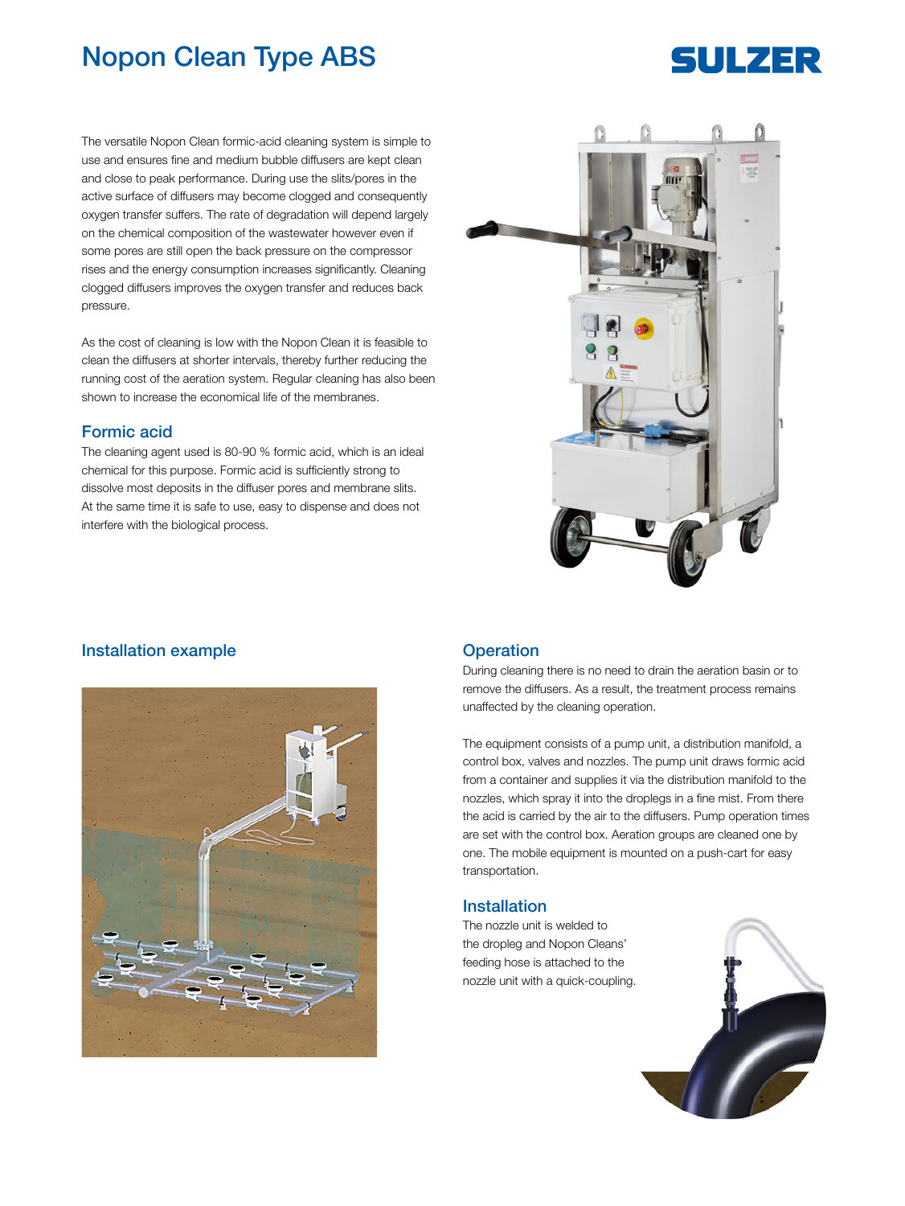# Nopon Clean Type ABS

The versatile Nopon Clean formic-acid cleaning system is simple to use and ensures fine and medium bubble diffusers are kept clean and close to peak performance. During use the slits/pores in the active surface of diffusers may become clogged and consequently oxygen transfer suffers. The rate of degradation will depend largely on the chemical composition of the wastewater however even if some pores are still open the back pressure on the compressor rises and the energy consumption increases significantly. Cleaning clogged diffusers improves the oxygen transfer and reduces back pressure.

As the cost of cleaning is low with the Nopon Clean it is feasible to clean the diffusers at shorter intervals, thereby further reducing the running cost of the aeration system. Regular cleaning has also been shown to increase the economical life of the membranes.

## Formic acid

The cleaning agent used is 80-90 % formic acid, which is an ideal chemical for this purpose. Formic acid is sufficiently strong to dissolve most deposits in the diffuser pores and membrane slits. At the same time it is safe to use, easy to dispense and does not interfere with the biological process.

## Installation example

## Operation

During cleaning there is no need to drain the aeration basin or to remove the diffusers. As a result, the treatment process remains unaffected by the cleaning operation.

The equipment consists of a pump unit, a distribution manifold, a control box, valves and nozzles. The pump unit draws formic acid from a container and supplies it via the distribution manifold to the nozzles, which spray it into the droplegs in a fine mist. From there the acid is carried by the air to the diffusers. Pump operation times are set with the control box. Aeration groups are cleaned one by one. The mobile equipment is mounted on a push-cart for easy transportation.

## Installation

The nozzle unit is welded to the dropleg and Nopon Cleans' feeding hose is attached to the nozzle unit with a quick-coupling.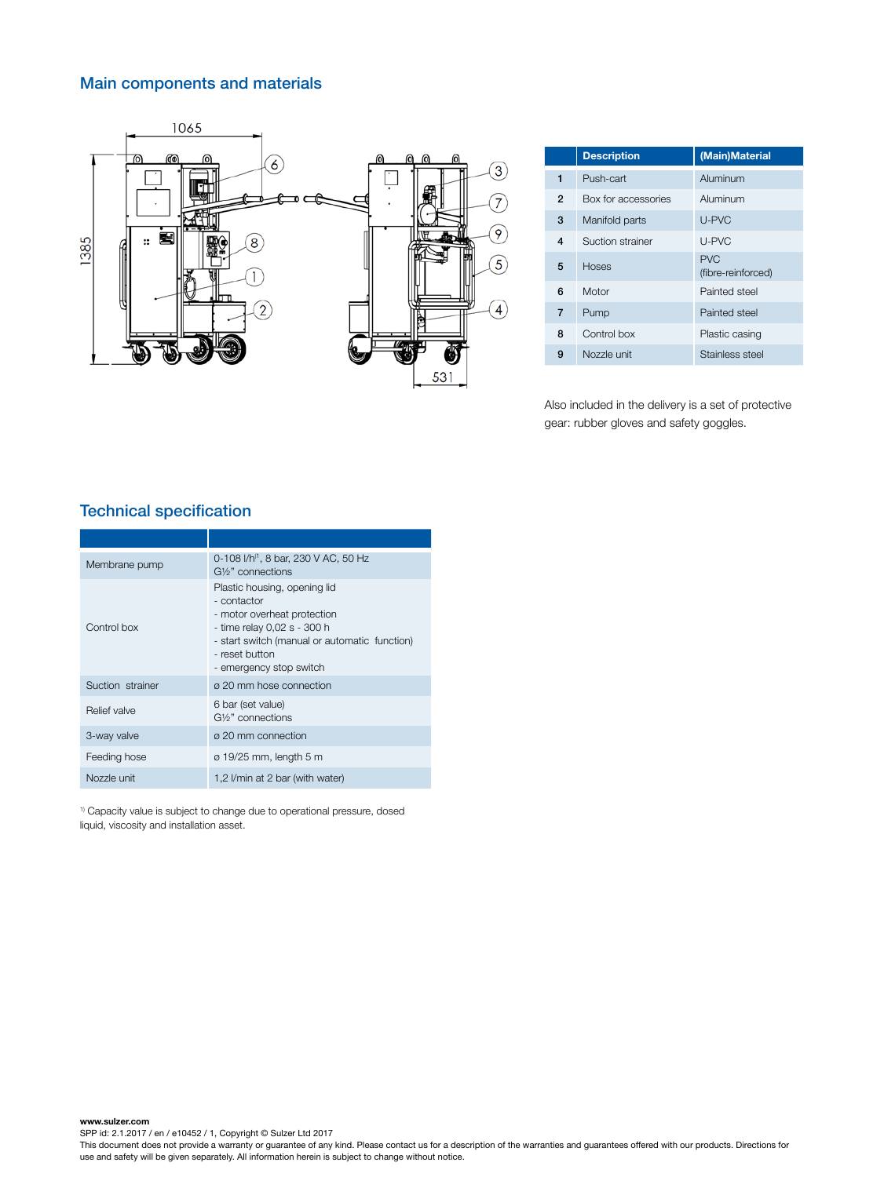## Main components and materials

1065

1385

531

| | Description | (Main)Material |
|---|---|---|
| 1 | Push-cart | Aluminum |
| 2 | Box for accessories | Aluminum |
| 3 | Manifold parts | U-PVC |
| 4 | Suction strainer | U-PVC |
| 5 | Hoses | PVC (fibre-reinforced) |
| 6 | Motor | Painted steel |
| 7 | Pump | Painted steel |
| 8 | Control box | Plastic casing |
| 9 | Nozzle unit | Stainless steel |

Also included in the delivery is a set of protective gear: rubber gloves and safety goggles.

## Technical specification

| | |
|---|---|
| Membrane pump | 0-108 l/h[1], 8 bar, 230 V AC, 50 Hz<br>G½" connections |
| Control box | Plastic housing, opening lid<br>- contactor<br>- motor overheat protection<br>- time relay 0,02 s - 300 h<br>- start switch (manual or automatic function)<br>- reset button<br>- emergency stop switch |
| Suction strainer | ø 20 mm hose connection |
| Relief valve | 6 bar (set value)<br>G½" connections |
| 3-way valve | ø 20 mm connection |
| Feeding hose | ø 19/25 mm, length 5 m |
| Nozzle unit | 1,2 l/min at 2 bar (with water) |

[1] Capacity value is subject to change due to operational pressure, dosed liquid, viscosity and installation asset.

**www.sulzer.com**
SPP id: 2.1.2017 / en / e10452 / 1, Copyright © Sulzer Ltd 2017
This document does not provide a warranty or guarantee of any kind. Please contact us for a description of the warranties and guarantees offered with our products. Directions for use and safety will be given separately. All information herein is subject to change without notice.